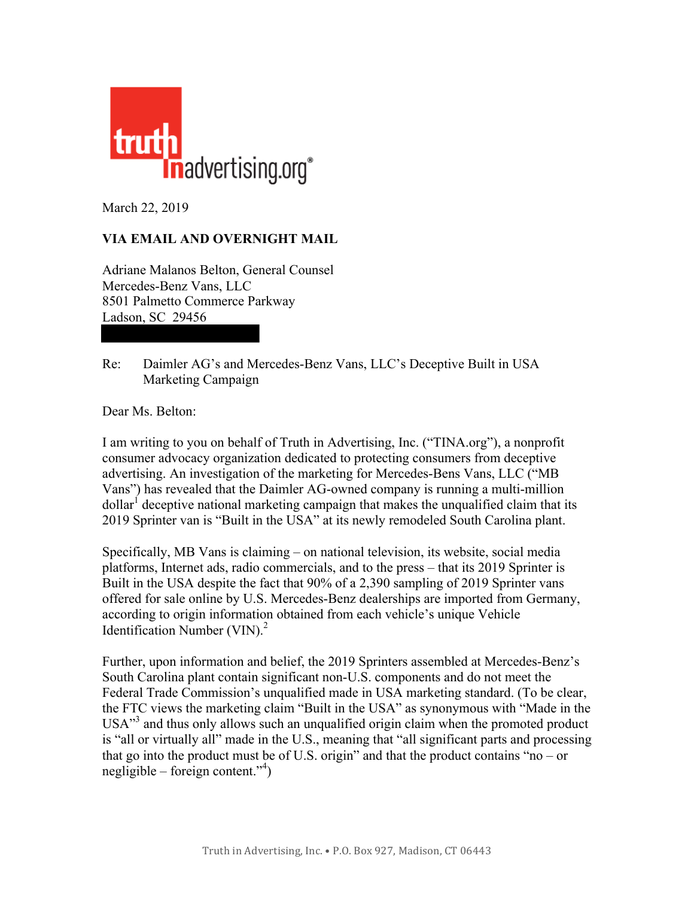truthinadvertising.org®

March 22, 2019

**VIA EMAIL AND OVERNIGHT MAIL**

Adriane Malanos Belton, General Counsel
Mercedes-Benz Vans, LLC
8501 Palmetto Commerce Parkway
Ladson, SC 29456

Re: Daimler AG's and Mercedes-Benz Vans, LLC's Deceptive Built in USA Marketing Campaign

Dear Ms. Belton:

I am writing to you on behalf of Truth in Advertising, Inc. ("TINA.org"), a nonprofit consumer advocacy organization dedicated to protecting consumers from deceptive advertising. An investigation of the marketing for Mercedes-Bens Vans, LLC ("MB Vans") has revealed that the Daimler AG-owned company is running a multi-million dollar[1] deceptive national marketing campaign that makes the unqualified claim that its 2019 Sprinter van is "Built in the USA" at its newly remodeled South Carolina plant.

Specifically, MB Vans is claiming – on national television, its website, social media platforms, Internet ads, radio commercials, and to the press – that its 2019 Sprinter is Built in the USA despite the fact that 90% of a 2,390 sampling of 2019 Sprinter vans offered for sale online by U.S. Mercedes-Benz dealerships are imported from Germany, according to origin information obtained from each vehicle's unique Vehicle Identification Number (VIN).[2]

Further, upon information and belief, the 2019 Sprinters assembled at Mercedes-Benz's South Carolina plant contain significant non-U.S. components and do not meet the Federal Trade Commission's unqualified made in USA marketing standard. (To be clear, the FTC views the marketing claim "Built in the USA" as synonymous with "Made in the USA"[3] and thus only allows such an unqualified origin claim when the promoted product is "all or virtually all" made in the U.S., meaning that "all significant parts and processing that go into the product must be of U.S. origin" and that the product contains "no – or negligible – foreign content."[4])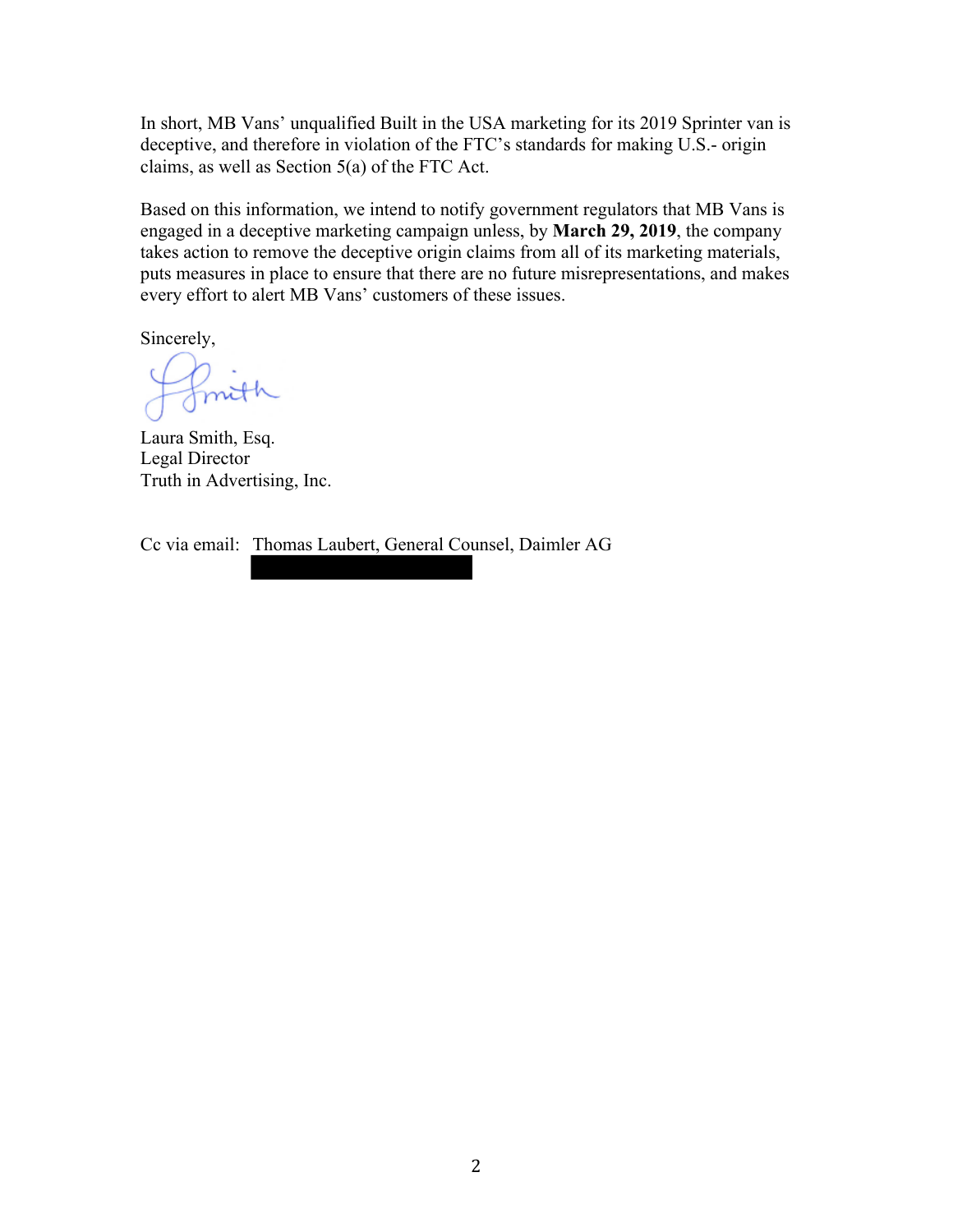In short, MB Vans' unqualified Built in the USA marketing for its 2019 Sprinter van is deceptive, and therefore in violation of the FTC's standards for making U.S.- origin claims, as well as Section 5(a) of the FTC Act.

Based on this information, we intend to notify government regulators that MB Vans is engaged in a deceptive marketing campaign unless, by **March 29, 2019**, the company takes action to remove the deceptive origin claims from all of its marketing materials, puts measures in place to ensure that there are no future misrepresentations, and makes every effort to alert MB Vans' customers of these issues.

Sincerely,

Laura Smith, Esq.
Legal Director
Truth in Advertising, Inc.

Cc via email: Thomas Laubert, General Counsel, Daimler AG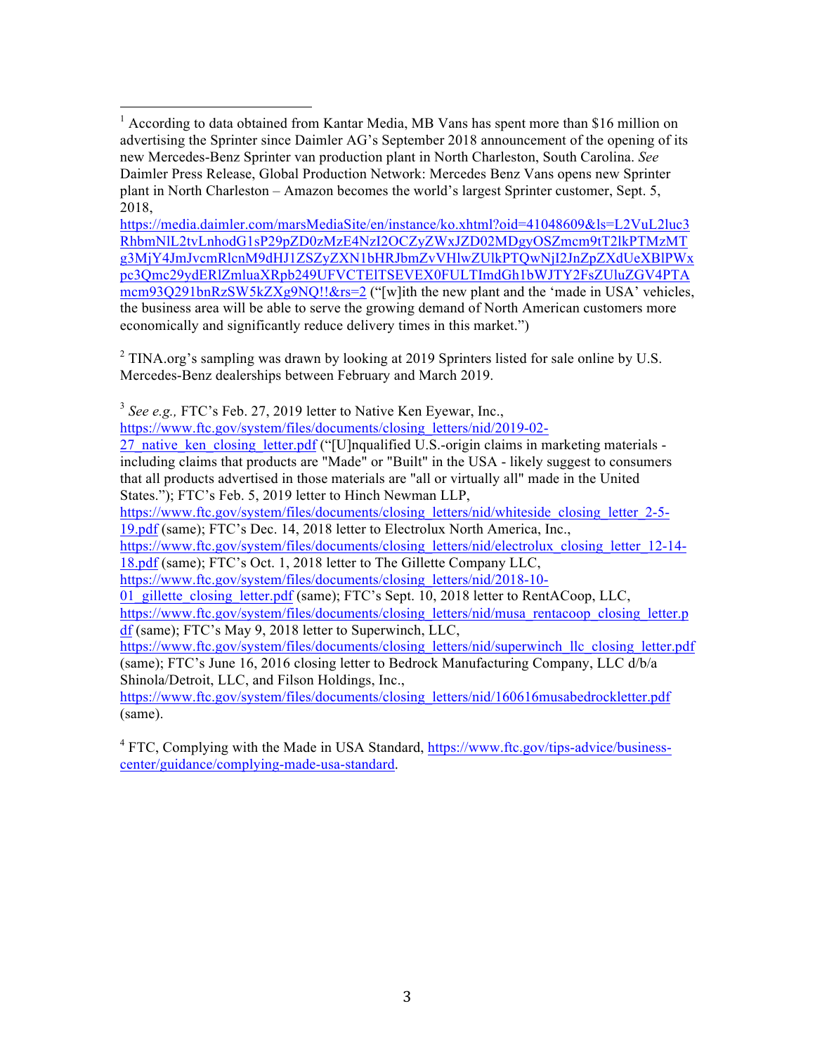[1] According to data obtained from Kantar Media, MB Vans has spent more than $16 million on advertising the Sprinter since Daimler AG's September 2018 announcement of the opening of its new Mercedes-Benz Sprinter van production plant in North Charleston, South Carolina. *See* Daimler Press Release, Global Production Network: Mercedes Benz Vans opens new Sprinter plant in North Charleston – Amazon becomes the world's largest Sprinter customer, Sept. 5, 2018, https://media.daimler.com/marsMediaSite/en/instance/ko.xhtml?oid=41048609&ls=L2VuL2luc3RhbmNlL2tvLnhodG1sP29pZD0zMzE4NzI2OCZyZWxJZD02MDgyOSZmcm9tT2lkPTMzMTg3MjY4JmJvcmRlcnM9dHJ1ZSZyZXN1bHRJbmZvVHlwZUlkPTQwNjI2JnZpZXdUeXBlPWxpc3Qmc29ydERlZmluaXRpb249UFVCTElTSEVEX0FULTImdGh1bWJTY2FsZUluZGV4PTAmcm93Q291bnRzSW5kZXg9NQ!!&rs=2 ("[w]ith the new plant and the 'made in USA' vehicles, the business area will be able to serve the growing demand of North American customers more economically and significantly reduce delivery times in this market.")

[2] TINA.org's sampling was drawn by looking at 2019 Sprinters listed for sale online by U.S. Mercedes-Benz dealerships between February and March 2019.

[3] *See e.g.,* FTC's Feb. 27, 2019 letter to Native Ken Eyewar, Inc., https://www.ftc.gov/system/files/documents/closing_letters/nid/2019-02-27_native_ken_closing_letter.pdf ("[U]nqualified U.S.-origin claims in marketing materials - including claims that products are "Made" or "Built" in the USA - likely suggest to consumers that all products advertised in those materials are "all or virtually all" made in the United States."); FTC's Feb. 5, 2019 letter to Hinch Newman LLP, https://www.ftc.gov/system/files/documents/closing_letters/nid/whiteside_closing_letter_2-5-19.pdf (same); FTC's Dec. 14, 2018 letter to Electrolux North America, Inc., https://www.ftc.gov/system/files/documents/closing_letters/nid/electrolux_closing_letter_12-14-18.pdf (same); FTC's Oct. 1, 2018 letter to The Gillette Company LLC, https://www.ftc.gov/system/files/documents/closing_letters/nid/2018-10-01_gillette_closing_letter.pdf (same); FTC's Sept. 10, 2018 letter to RentACoop, LLC, https://www.ftc.gov/system/files/documents/closing_letters/nid/musa_rentacoop_closing_letter.pdf (same); FTC's May 9, 2018 letter to Superwinch, LLC, https://www.ftc.gov/system/files/documents/closing_letters/nid/superwinch_llc_closing_letter.pdf (same); FTC's June 16, 2016 closing letter to Bedrock Manufacturing Company, LLC d/b/a Shinola/Detroit, LLC, and Filson Holdings, Inc., https://www.ftc.gov/system/files/documents/closing_letters/nid/160616musabedrockletter.pdf (same).

[4] FTC, Complying with the Made in USA Standard, https://www.ftc.gov/tips-advice/business-center/guidance/complying-made-usa-standard.